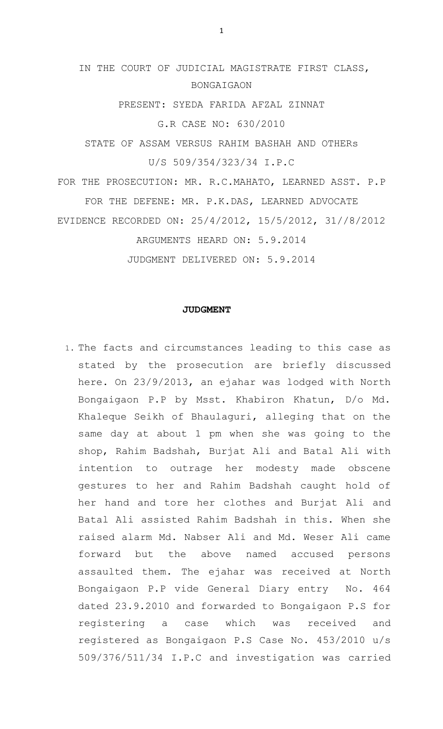IN THE COURT OF JUDICIAL MAGISTRATE FIRST CLASS, BONGAIGAON

PRESENT: SYEDA FARIDA AFZAL ZINNAT

G.R CASE NO: 630/2010

STATE OF ASSAM VERSUS RAHIM BASHAH AND OTHERs

U/S 509/354/323/34 I.P.C

FOR THE PROSECUTION: MR. R.C.MAHATO, LEARNED ASST. P.P

FOR THE DEFENE: MR. P.K.DAS, LEARNED ADVOCATE

EVIDENCE RECORDED ON: 25/4/2012, 15/5/2012, 31//8/2012

ARGUMENTS HEARD ON: 5.9.2014

JUDGMENT DELIVERED ON: 5.9.2014

**JUDGMENT**

1. The facts and circumstances leading to this case as stated by the prosecution are briefly discussed here. On 23/9/2013, an ejahar was lodged with North Bongaigaon P.P by Msst. Khabiron Khatun, D/o Md. Khaleque Seikh of Bhaulaguri, alleging that on the same day at about 1 pm when she was going to the shop, Rahim Badshah, Burjat Ali and Batal Ali with intention to outrage her modesty made obscene gestures to her and Rahim Badshah caught hold of her hand and tore her clothes and Burjat Ali and Batal Ali assisted Rahim Badshah in this. When she raised alarm Md. Nabser Ali and Md. Weser Ali came forward but the above named accused persons assaulted them. The ejahar was received at North Bongaigaon P.P vide General Diary entry No. 464 dated 23.9.2010 and forwarded to Bongaigaon P.S for registering a case which was received and registered as Bongaigaon P.S Case No. 453/2010 u/s 509/376/511/34 I.P.C and investigation was carried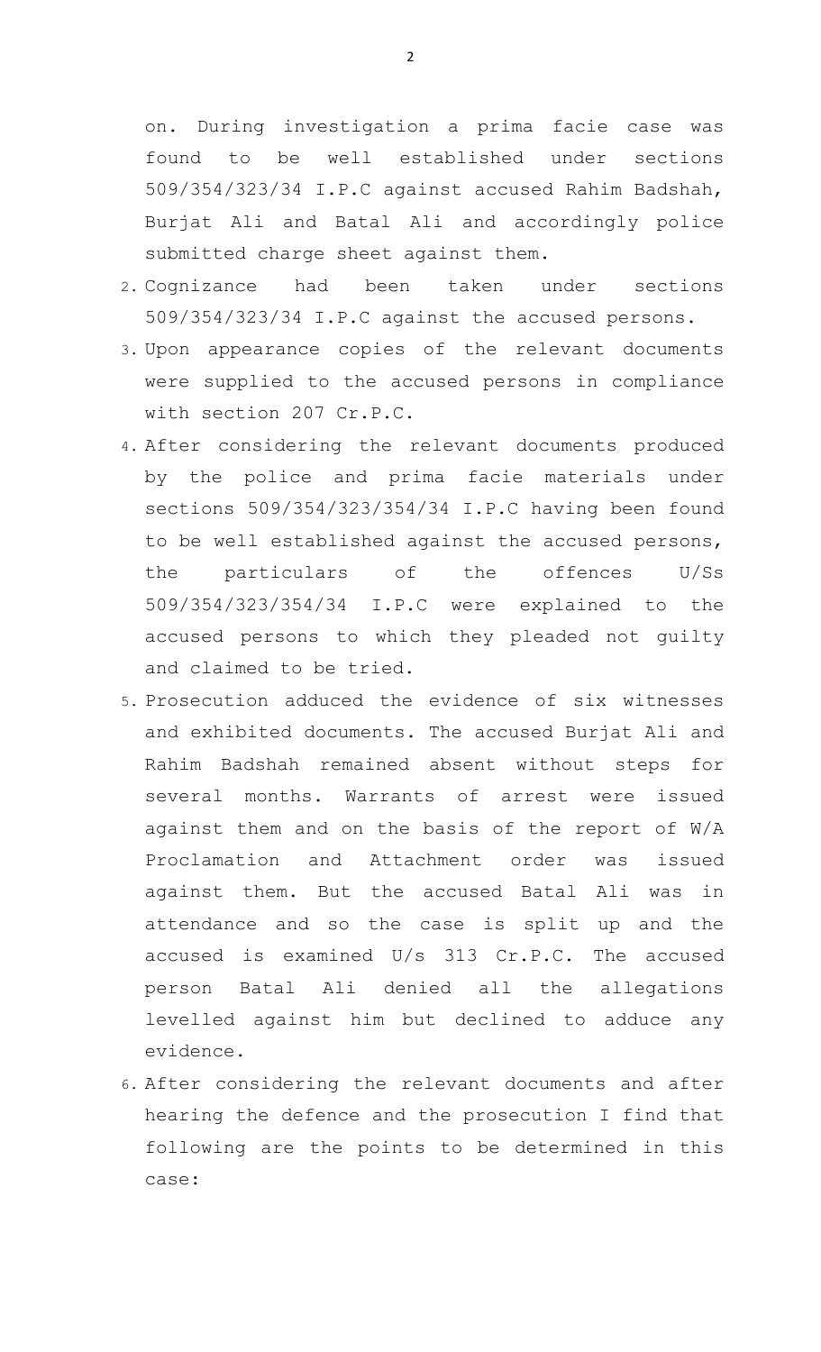on. During investigation a prima facie case was found to be well established under sections 509/354/323/34 I.P.C against accused Rahim Badshah, Burjat Ali and Batal Ali and accordingly police submitted charge sheet against them.

2. Cognizance had been taken under sections 509/354/323/34 I.P.C against the accused persons.
3. Upon appearance copies of the relevant documents were supplied to the accused persons in compliance with section 207 Cr.P.C.
4. After considering the relevant documents produced by the police and prima facie materials under sections 509/354/323/354/34 I.P.C having been found to be well established against the accused persons, the particulars of the offences U/Ss 509/354/323/354/34 I.P.C were explained to the accused persons to which they pleaded not guilty and claimed to be tried.
5. Prosecution adduced the evidence of six witnesses and exhibited documents. The accused Burjat Ali and Rahim Badshah remained absent without steps for several months. Warrants of arrest were issued against them and on the basis of the report of W/A Proclamation and Attachment order was issued against them. But the accused Batal Ali was in attendance and so the case is split up and the accused is examined U/s 313 Cr.P.C. The accused person Batal Ali denied all the allegations levelled against him but declined to adduce any evidence.
6. After considering the relevant documents and after hearing the defence and the prosecution I find that following are the points to be determined in this case: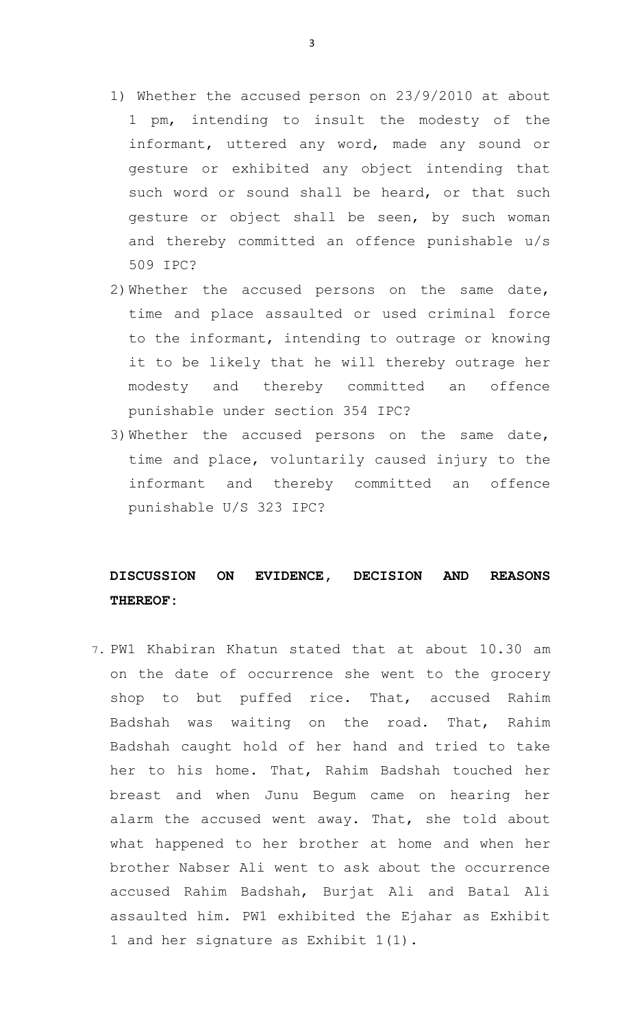1) Whether the accused person on 23/9/2010 at about 1 pm, intending to insult the modesty of the informant, uttered any word, made any sound or gesture or exhibited any object intending that such word or sound shall be heard, or that such gesture or object shall be seen, by such woman and thereby committed an offence punishable u/s 509 IPC?

2) Whether the accused persons on the same date, time and place assaulted or used criminal force to the informant, intending to outrage or knowing it to be likely that he will thereby outrage her modesty and thereby committed an offence punishable under section 354 IPC?

3) Whether the accused persons on the same date, time and place, voluntarily caused injury to the informant and thereby committed an offence punishable U/S 323 IPC?

**DISCUSSION ON EVIDENCE, DECISION AND REASONS THEREOF:**

7. PW1 Khabiran Khatun stated that at about 10.30 am on the date of occurrence she went to the grocery shop to but puffed rice. That, accused Rahim Badshah was waiting on the road. That, Rahim Badshah caught hold of her hand and tried to take her to his home. That, Rahim Badshah touched her breast and when Junu Begum came on hearing her alarm the accused went away. That, she told about what happened to her brother at home and when her brother Nabser Ali went to ask about the occurrence accused Rahim Badshah, Burjat Ali and Batal Ali assaulted him. PW1 exhibited the Ejahar as Exhibit 1 and her signature as Exhibit 1(1).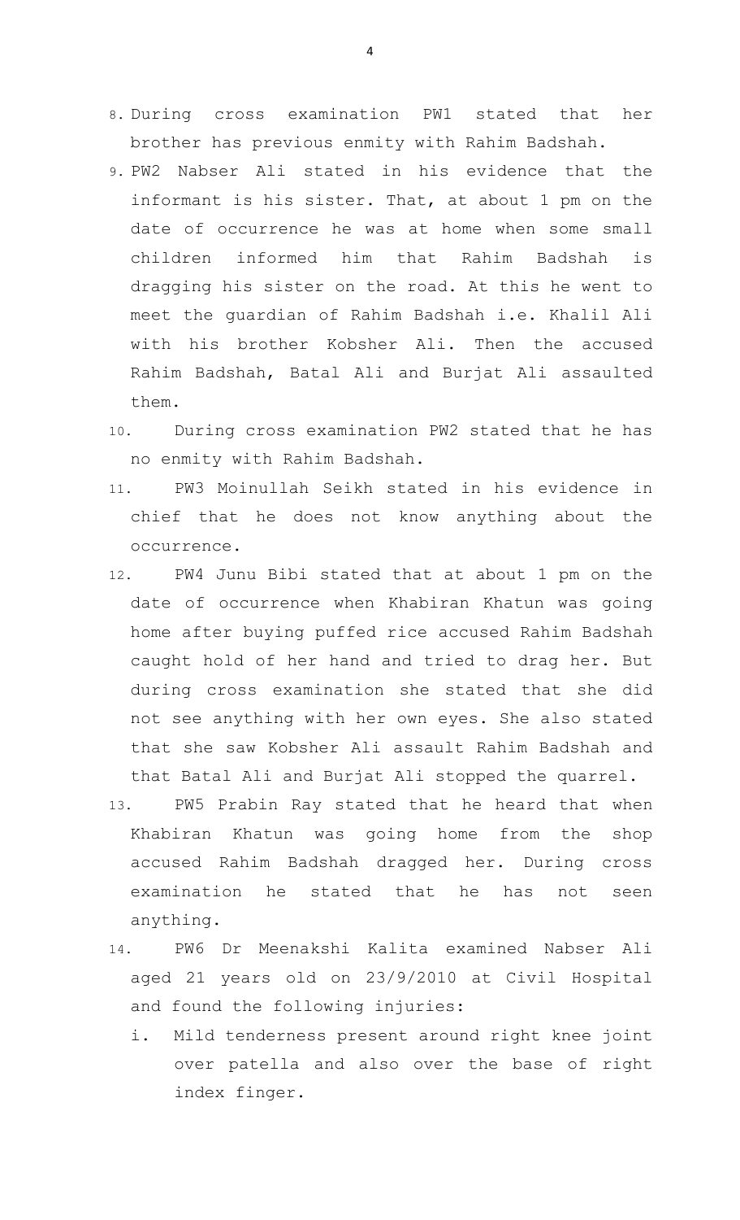8. During cross examination PW1 stated that her brother has previous enmity with Rahim Badshah.
9. PW2 Nabser Ali stated in his evidence that the informant is his sister. That, at about 1 pm on the date of occurrence he was at home when some small children informed him that Rahim Badshah is dragging his sister on the road. At this he went to meet the guardian of Rahim Badshah i.e. Khalil Ali with his brother Kobsher Ali. Then the accused Rahim Badshah, Batal Ali and Burjat Ali assaulted them.
10. During cross examination PW2 stated that he has no enmity with Rahim Badshah.
11. PW3 Moinullah Seikh stated in his evidence in chief that he does not know anything about the occurrence.
12. PW4 Junu Bibi stated that at about 1 pm on the date of occurrence when Khabiran Khatun was going home after buying puffed rice accused Rahim Badshah caught hold of her hand and tried to drag her. But during cross examination she stated that she did not see anything with her own eyes. She also stated that she saw Kobsher Ali assault Rahim Badshah and that Batal Ali and Burjat Ali stopped the quarrel.
13. PW5 Prabin Ray stated that he heard that when Khabiran Khatun was going home from the shop accused Rahim Badshah dragged her. During cross examination he stated that he has not seen anything.
14. PW6 Dr Meenakshi Kalita examined Nabser Ali aged 21 years old on 23/9/2010 at Civil Hospital and found the following injuries:
    i. Mild tenderness present around right knee joint over patella and also over the base of right index finger.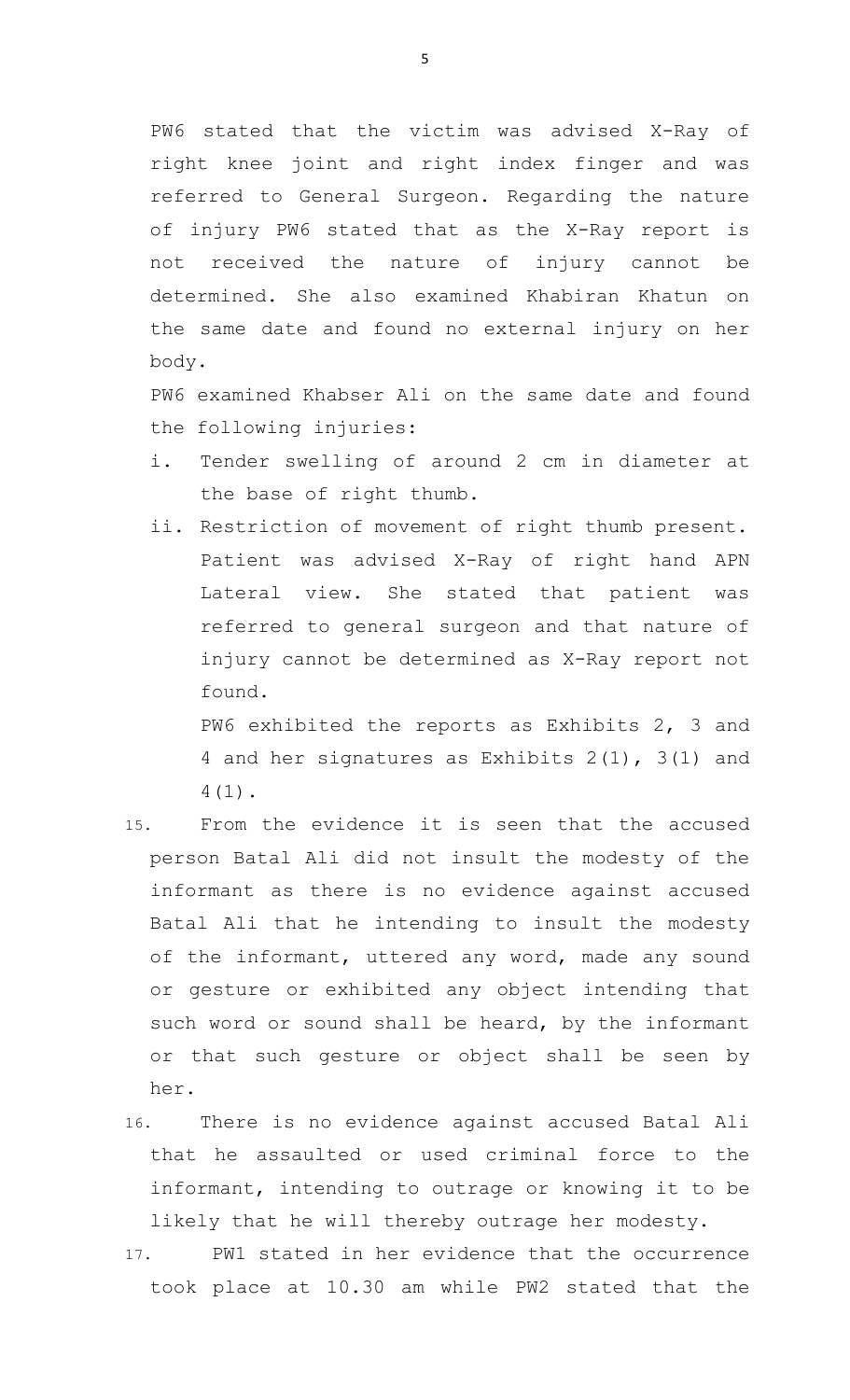PW6 stated that the victim was advised X-Ray of right knee joint and right index finger and was referred to General Surgeon. Regarding the nature of injury PW6 stated that as the X-Ray report is not received the nature of injury cannot be determined. She also examined Khabiran Khatun on the same date and found no external injury on her body.

PW6 examined Khabser Ali on the same date and found the following injuries:

i. Tender swelling of around 2 cm in diameter at the base of right thumb.
ii. Restriction of movement of right thumb present. Patient was advised X-Ray of right hand APN Lateral view. She stated that patient was referred to general surgeon and that nature of injury cannot be determined as X-Ray report not found.

   PW6 exhibited the reports as Exhibits 2, 3 and 4 and her signatures as Exhibits 2(1), 3(1) and 4(1).

15. From the evidence it is seen that the accused person Batal Ali did not insult the modesty of the informant as there is no evidence against accused Batal Ali that he intending to insult the modesty of the informant, uttered any word, made any sound or gesture or exhibited any object intending that such word or sound shall be heard, by the informant or that such gesture or object shall be seen by her.

16. There is no evidence against accused Batal Ali that he assaulted or used criminal force to the informant, intending to outrage or knowing it to be likely that he will thereby outrage her modesty.

17. PW1 stated in her evidence that the occurrence took place at 10.30 am while PW2 stated that the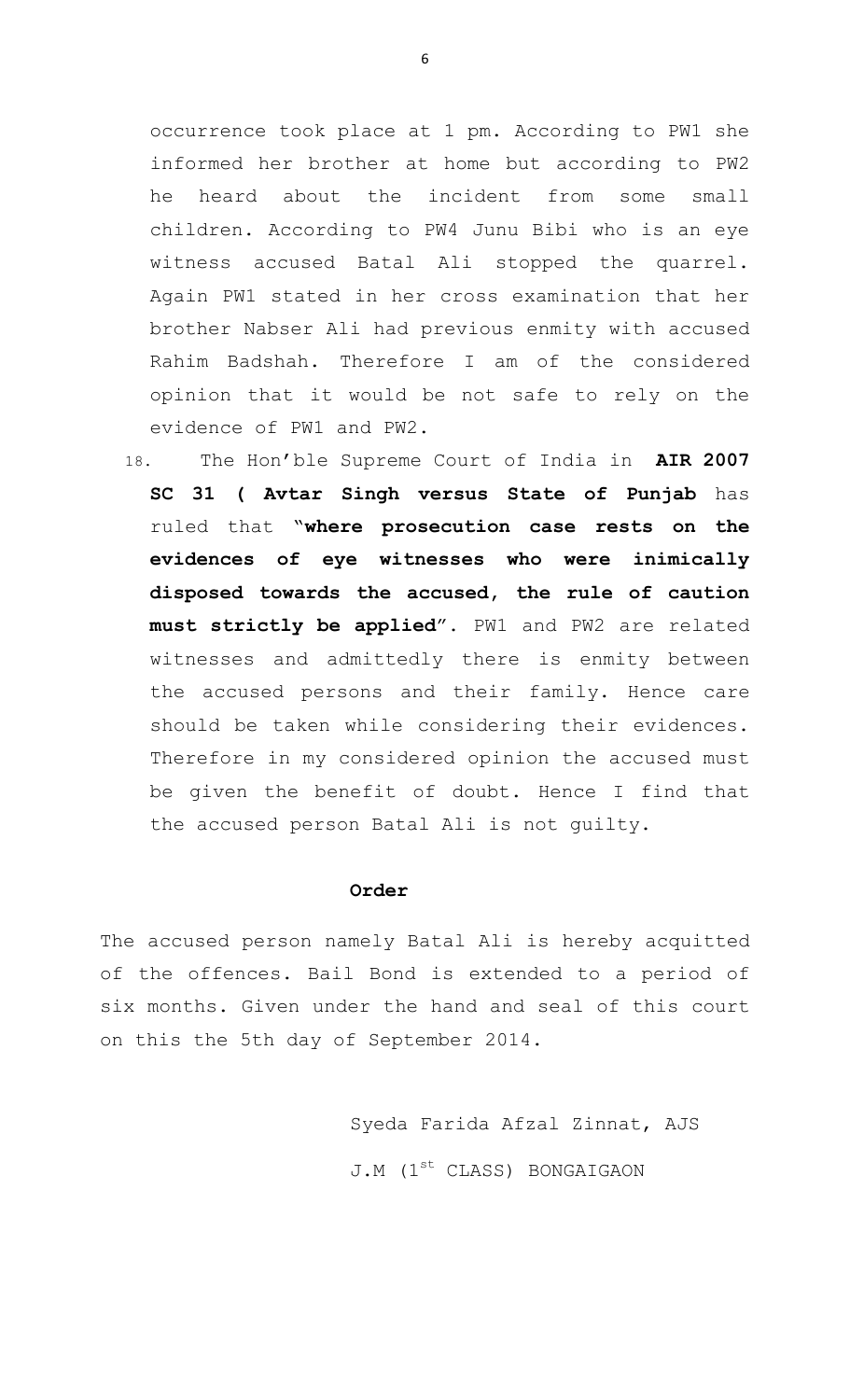occurrence took place at 1 pm. According to PW1 she informed her brother at home but according to PW2 he heard about the incident from some small children. According to PW4 Junu Bibi who is an eye witness accused Batal Ali stopped the quarrel. Again PW1 stated in her cross examination that her brother Nabser Ali had previous enmity with accused Rahim Badshah. Therefore I am of the considered opinion that it would be not safe to rely on the evidence of PW1 and PW2.

18. The Hon'ble Supreme Court of India in **AIR 2007 SC 31 ( Avtar Singh versus State of Punjab** has ruled that **"where prosecution case rests on the evidences of eye witnesses who were inimically disposed towards the accused, the rule of caution must strictly be applied"**. PW1 and PW2 are related witnesses and admittedly there is enmity between the accused persons and their family. Hence care should be taken while considering their evidences. Therefore in my considered opinion the accused must be given the benefit of doubt. Hence I find that the accused person Batal Ali is not guilty.

**Order**

The accused person namely Batal Ali is hereby acquitted of the offences. Bail Bond is extended to a period of six months. Given under the hand and seal of this court on this the 5th day of September 2014.

Syeda Farida Afzal Zinnat, AJS

J.M (1st CLASS) BONGAIGAON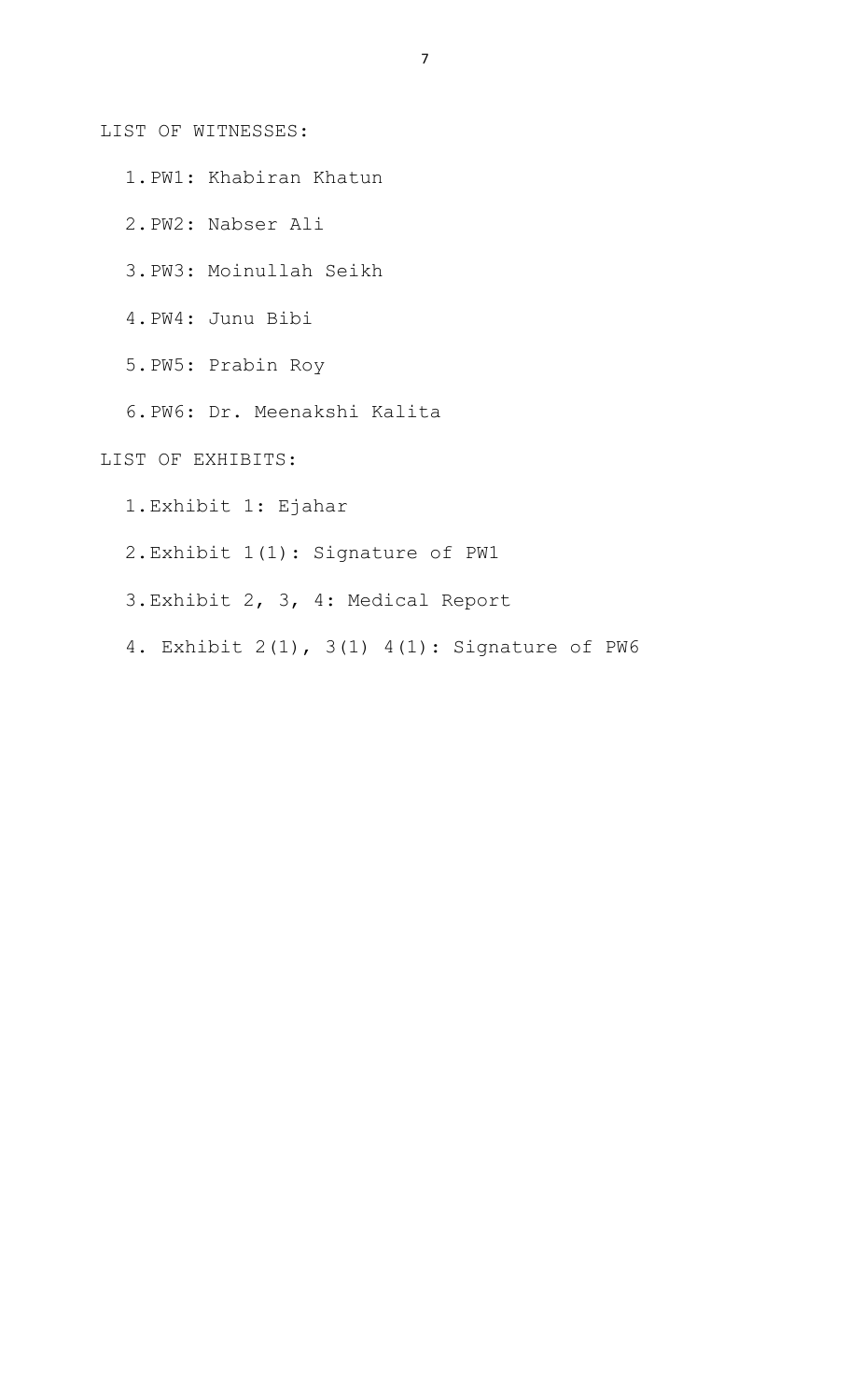LIST OF WITNESSES:

1. PW1: Khabiran Khatun
2. PW2: Nabser Ali
3. PW3: Moinullah Seikh
4. PW4: Junu Bibi
5. PW5: Prabin Roy
6. PW6: Dr. Meenakshi Kalita

LIST OF EXHIBITS:

1. Exhibit 1: Ejahar
2. Exhibit 1(1): Signature of PW1
3. Exhibit 2, 3, 4: Medical Report
4. Exhibit 2(1), 3(1) 4(1): Signature of PW6